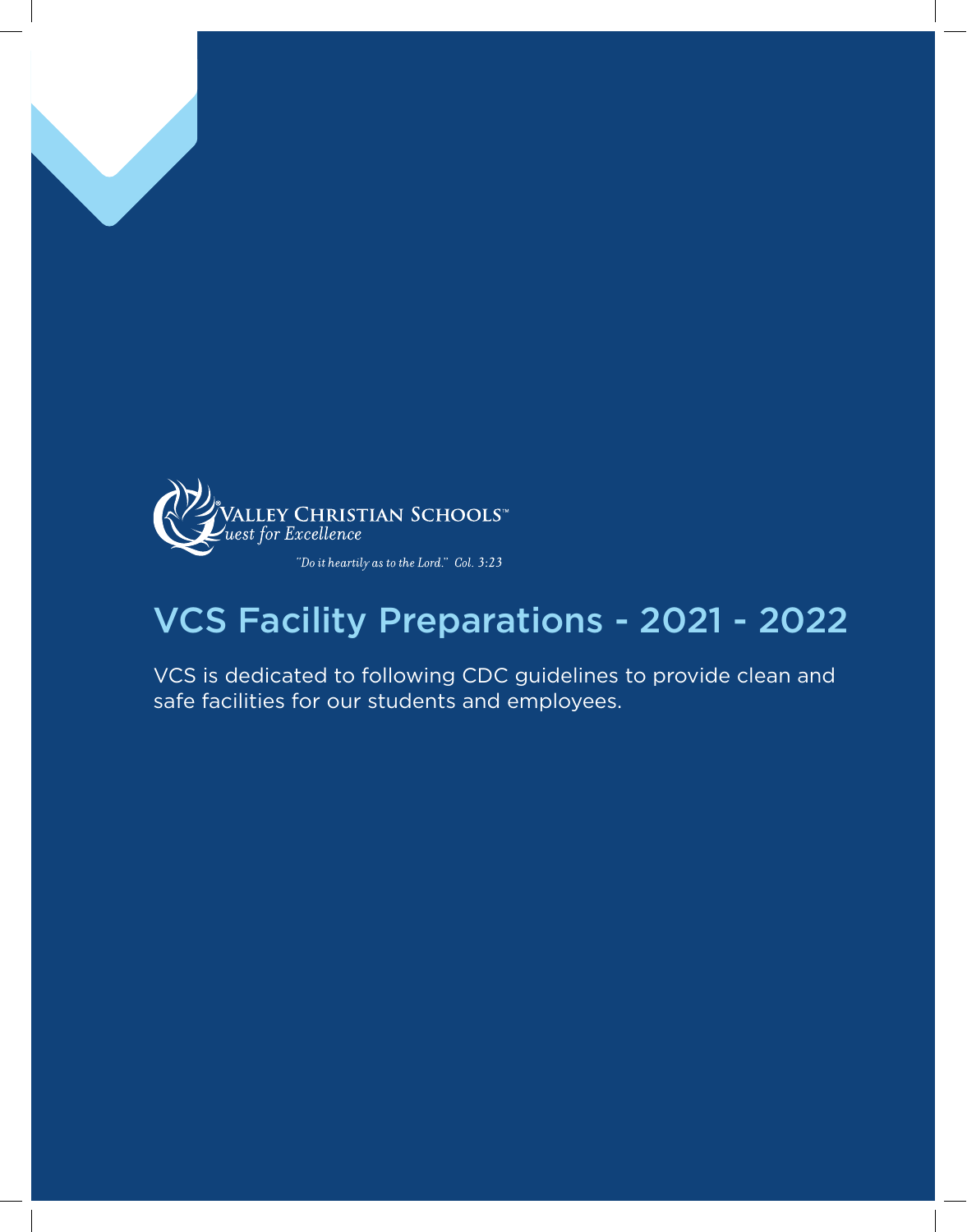VALLEY CHRISTIAN SCHOOLS™
*Quest for Excellence*

*"Do it heartily as to the Lord." Col. 3:23*

# VCS Facility Preparations - 2021 - 2022

VCS is dedicated to following CDC guidelines to provide clean and safe facilities for our students and employees.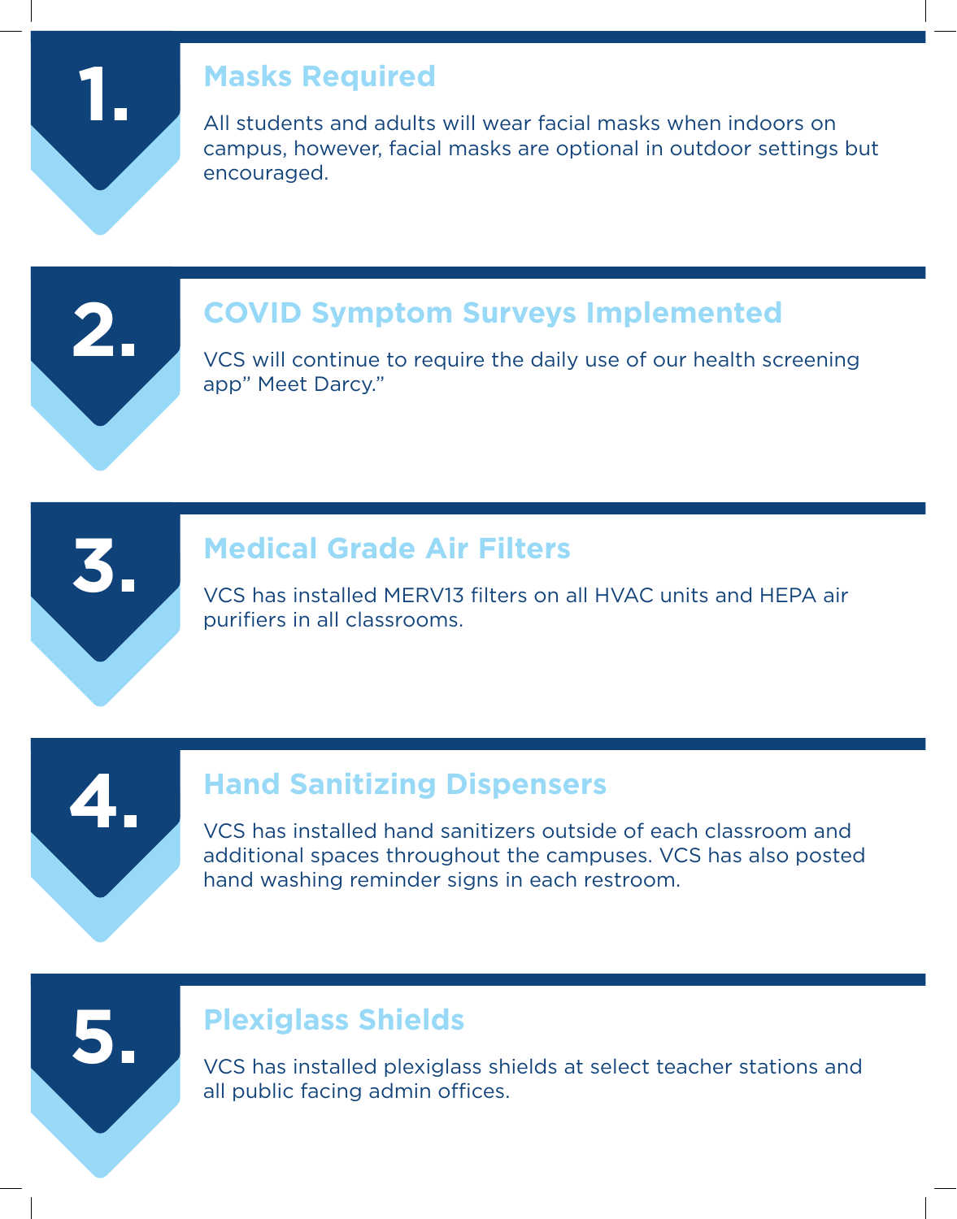## 1. Masks Required

All students and adults will wear facial masks when indoors on campus, however, facial masks are optional in outdoor settings but encouraged.

## 2. COVID Symptom Surveys Implemented

VCS will continue to require the daily use of our health screening app" Meet Darcy."

## 3. Medical Grade Air Filters

VCS has installed MERV13 filters on all HVAC units and HEPA air purifiers in all classrooms.

## 4. Hand Sanitizing Dispensers

VCS has installed hand sanitizers outside of each classroom and additional spaces throughout the campuses. VCS has also posted hand washing reminder signs in each restroom.

## 5. Plexiglass Shields

VCS has installed plexiglass shields at select teacher stations and all public facing admin offices.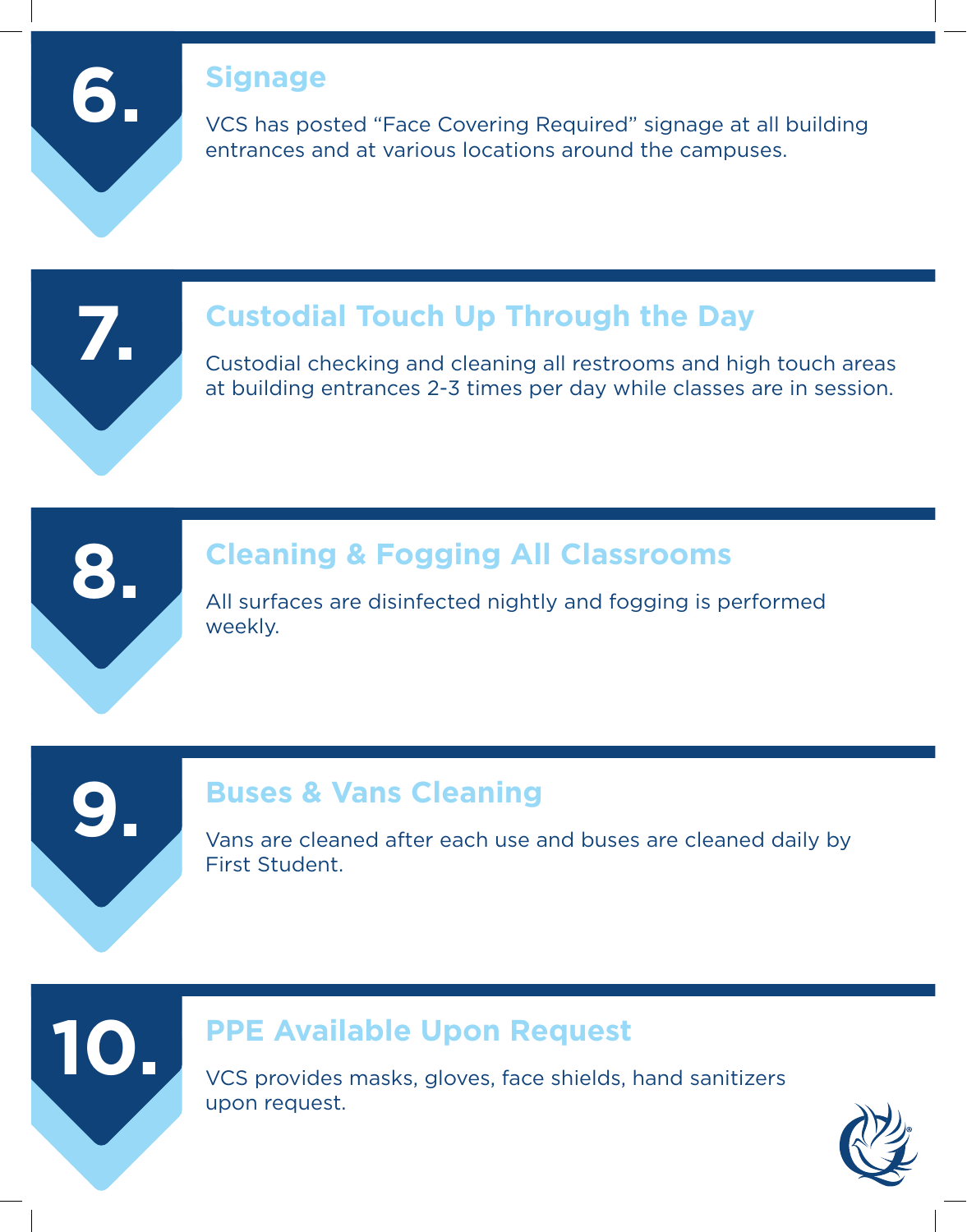## 6. Signage

VCS has posted “Face Covering Required” signage at all building entrances and at various locations around the campuses.

## 7. Custodial Touch Up Through the Day

Custodial checking and cleaning all restrooms and high touch areas at building entrances 2-3 times per day while classes are in session.

## 8. Cleaning & Fogging All Classrooms

All surfaces are disinfected nightly and fogging is performed weekly.

## 9. Buses & Vans Cleaning

Vans are cleaned after each use and buses are cleaned daily by First Student.

## 10. PPE Available Upon Request

VCS provides masks, gloves, face shields, hand sanitizers upon request.